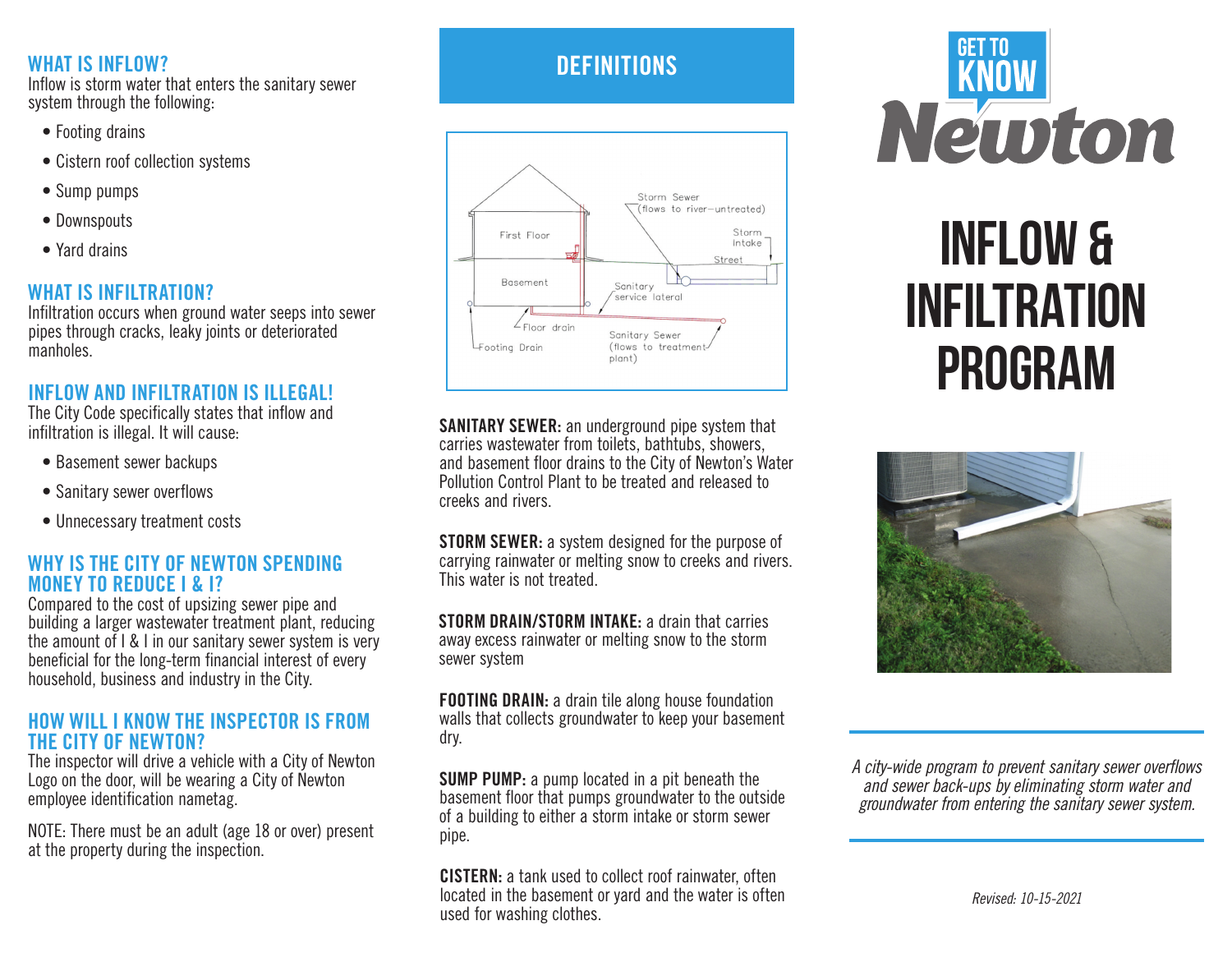## WHAT IS INFLOW?

Inflow is storm water that enters the sanitary sewer system through the following:

- Footing drains
- Cistern roof collection systems
- Sump pumps
- Downspouts
- Yard drains

## WHAT IS INFILTRATION?

Infiltration occurs when ground water seeps into sewer pipes through cracks, leaky joints or deteriorated manholes.

## INFLOW AND INFILTRATION IS ILLEGAL!

The City Code specifically states that inflow and infiltration is illegal. It will cause:

- Basement sewer backups
- Sanitary sewer overflows
- Unnecessary treatment costs

## WHY IS THE CITY OF NEWTON SPENDING MONEY TO REDUCE I & I?

Compared to the cost of upsizing sewer pipe and building a larger wastewater treatment plant, reducing the amount of I & I in our sanitary sewer system is very beneficial for the long-term financial interest of every household, business and industry in the City.

## HOW WILL I KNOW THE INSPECTOR IS FROM THE CITY OF NEWTON?

The inspector will drive a vehicle with a City of Newton Logo on the door, will be wearing a City of Newton employee identification nametag.

NOTE: There must be an adult (age 18 or over) present at the property during the inspection.

## DEFINITIONS

First Floor
Basement
Floor drain
Footing Drain
Storm Sewer (flows to river–untreated)
Storm Intake
Street
Sanitary service lateral
Sanitary Sewer (flows to treatment plant)

**SANITARY SEWER:** an underground pipe system that carries wastewater from toilets, bathtubs, showers, and basement floor drains to the City of Newton's Water Pollution Control Plant to be treated and released to creeks and rivers.

**STORM SEWER:** a system designed for the purpose of carrying rainwater or melting snow to creeks and rivers. This water is not treated.

**STORM DRAIN/STORM INTAKE:** a drain that carries away excess rainwater or melting snow to the storm sewer system

**FOOTING DRAIN:** a drain tile along house foundation walls that collects groundwater to keep your basement dry.

**SUMP PUMP:** a pump located in a pit beneath the basement floor that pumps groundwater to the outside of a building to either a storm intake or storm sewer pipe.

**CISTERN:** a tank used to collect roof rainwater, often located in the basement or yard and the water is often used for washing clothes.

GET TO KNOW Newton

# INFLOW & INFILTRATION PROGRAM

*A city-wide program to prevent sanitary sewer overflows and sewer back-ups by eliminating storm water and groundwater from entering the sanitary sewer system.*

*Revised: 10-15-2021*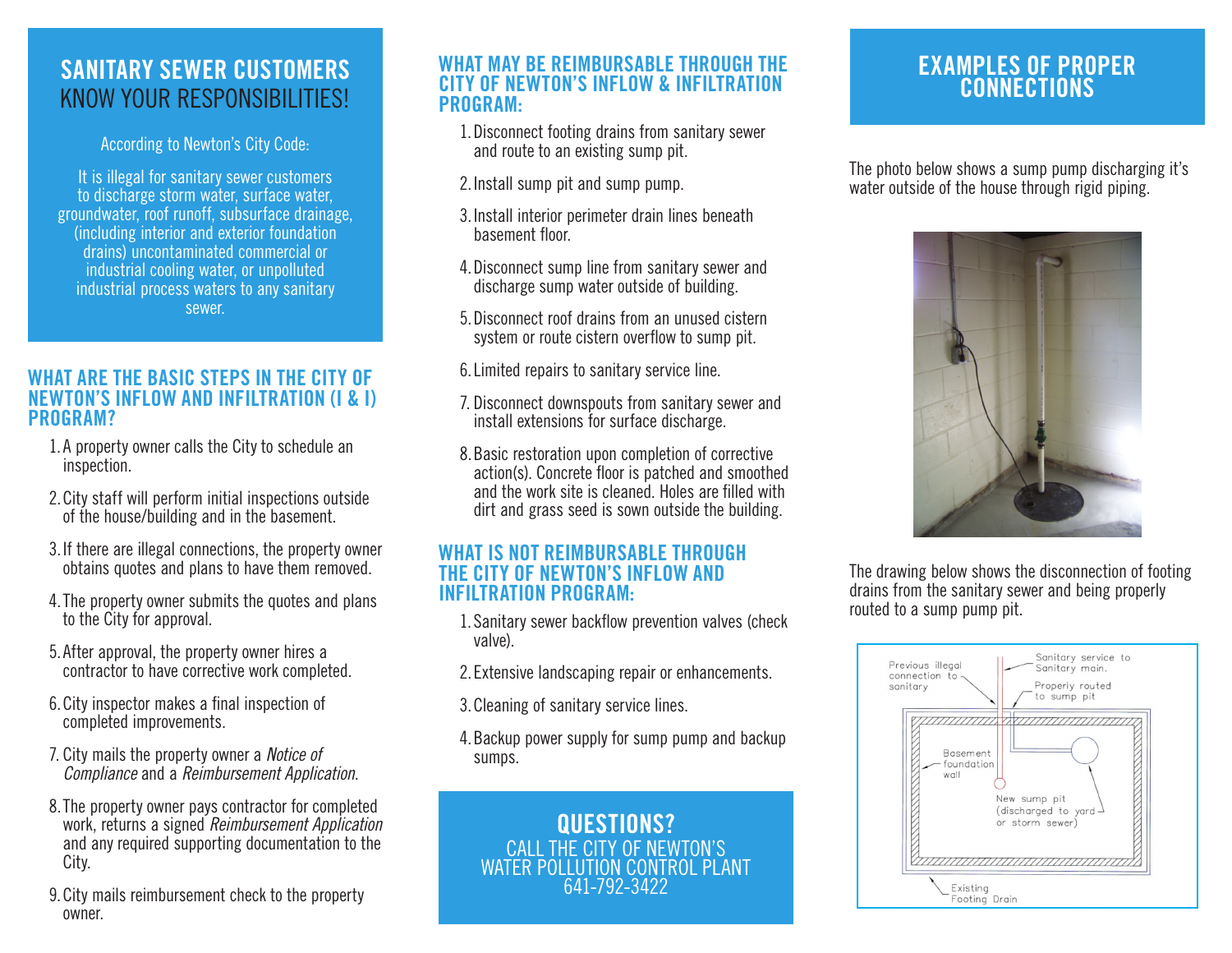## SANITARY SEWER CUSTOMERS
## KNOW YOUR RESPONSIBILITIES!

According to Newton's City Code:

It is illegal for sanitary sewer customers to discharge storm water, surface water, groundwater, roof runoff, subsurface drainage, (including interior and exterior foundation drains) uncontaminated commercial or industrial cooling water, or unpolluted industrial process waters to any sanitary sewer.

## WHAT ARE THE BASIC STEPS IN THE CITY OF NEWTON'S INFLOW AND INFILTRATION (I & I) PROGRAM?

1. A property owner calls the City to schedule an inspection.
2. City staff will perform initial inspections outside of the house/building and in the basement.
3. If there are illegal connections, the property owner obtains quotes and plans to have them removed.
4. The property owner submits the quotes and plans to the City for approval.
5. After approval, the property owner hires a contractor to have corrective work completed.
6. City inspector makes a final inspection of completed improvements.
7. City mails the property owner a *Notice of Compliance* and a *Reimbursement Application*.
8. The property owner pays contractor for completed work, returns a signed *Reimbursement Application* and any required supporting documentation to the City.
9. City mails reimbursement check to the property owner.

## WHAT MAY BE REIMBURSABLE THROUGH THE CITY OF NEWTON'S INFLOW & INFILTRATION PROGRAM:

1. Disconnect footing drains from sanitary sewer and route to an existing sump pit.
2. Install sump pit and sump pump.
3. Install interior perimeter drain lines beneath basement floor.
4. Disconnect sump line from sanitary sewer and discharge sump water outside of building.
5. Disconnect roof drains from an unused cistern system or route cistern overflow to sump pit.
6. Limited repairs to sanitary service line.
7. Disconnect downspouts from sanitary sewer and install extensions for surface discharge.
8. Basic restoration upon completion of corrective action(s). Concrete floor is patched and smoothed and the work site is cleaned. Holes are filled with dirt and grass seed is sown outside the building.

## WHAT IS NOT REIMBURSABLE THROUGH THE CITY OF NEWTON'S INFLOW AND INFILTRATION PROGRAM:

1. Sanitary sewer backflow prevention valves (check valve).
2. Extensive landscaping repair or enhancements.
3. Cleaning of sanitary service lines.
4. Backup power supply for sump pump and backup sumps.

## QUESTIONS?
CALL THE CITY OF NEWTON'S WATER POLLUTION CONTROL PLANT
641-792-3422

## EXAMPLES OF PROPER CONNECTIONS

The photo below shows a sump pump discharging it's water outside of the house through rigid piping.

The drawing below shows the disconnection of footing drains from the sanitary sewer and being properly routed to a sump pump pit.

Previous illegal connection to sanitary

Sanitary service to Sanitary main.

Properly routed to sump pit

Basement foundation wall

New sump pit (discharged to yard or storm sewer)

Existing Footing Drain